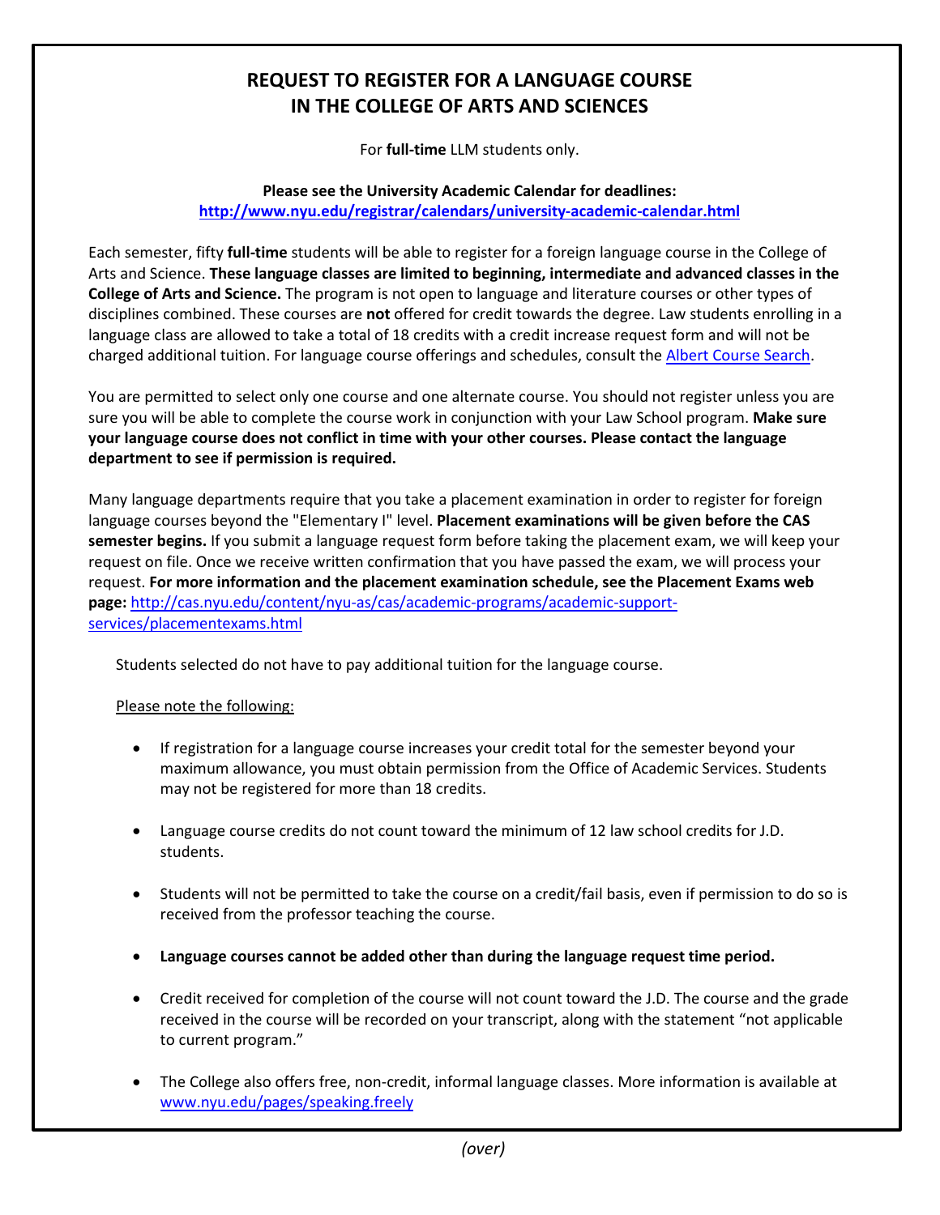# REQUEST TO REGISTER FOR A LANGUAGE COURSE IN THE COLLEGE OF ARTS AND SCIENCES

For **full-time** LLM students only.

**Please see the University Academic Calendar for deadlines:**
**http://www.nyu.edu/registrar/calendars/university-academic-calendar.html**

Each semester, fifty **full-time** students will be able to register for a foreign language course in the College of Arts and Science. **These language classes are limited to beginning, intermediate and advanced classes in the College of Arts and Science.** The program is not open to language and literature courses or other types of disciplines combined. These courses are **not** offered for credit towards the degree. Law students enrolling in a language class are allowed to take a total of 18 credits with a credit increase request form and will not be charged additional tuition. For language course offerings and schedules, consult the Albert Course Search.

You are permitted to select only one course and one alternate course. You should not register unless you are sure you will be able to complete the course work in conjunction with your Law School program. **Make sure your language course does not conflict in time with your other courses. Please contact the language department to see if permission is required.**

Many language departments require that you take a placement examination in order to register for foreign language courses beyond the "Elementary I" level. **Placement examinations will be given before the CAS semester begins.** If you submit a language request form before taking the placement exam, we will keep your request on file. Once we receive written confirmation that you have passed the exam, we will process your request. **For more information and the placement examination schedule, see the Placement Exams web page:** http://cas.nyu.edu/content/nyu-as/cas/academic-programs/academic-support-services/placementexams.html

Students selected do not have to pay additional tuition for the language course.

Please note the following:

- If registration for a language course increases your credit total for the semester beyond your maximum allowance, you must obtain permission from the Office of Academic Services. Students may not be registered for more than 18 credits.
- Language course credits do not count toward the minimum of 12 law school credits for J.D. students.
- Students will not be permitted to take the course on a credit/fail basis, even if permission to do so is received from the professor teaching the course.
- **Language courses cannot be added other than during the language request time period.**
- Credit received for completion of the course will not count toward the J.D. The course and the grade received in the course will be recorded on your transcript, along with the statement "not applicable to current program."
- The College also offers free, non-credit, informal language classes. More information is available at www.nyu.edu/pages/speaking.freely

*(over)*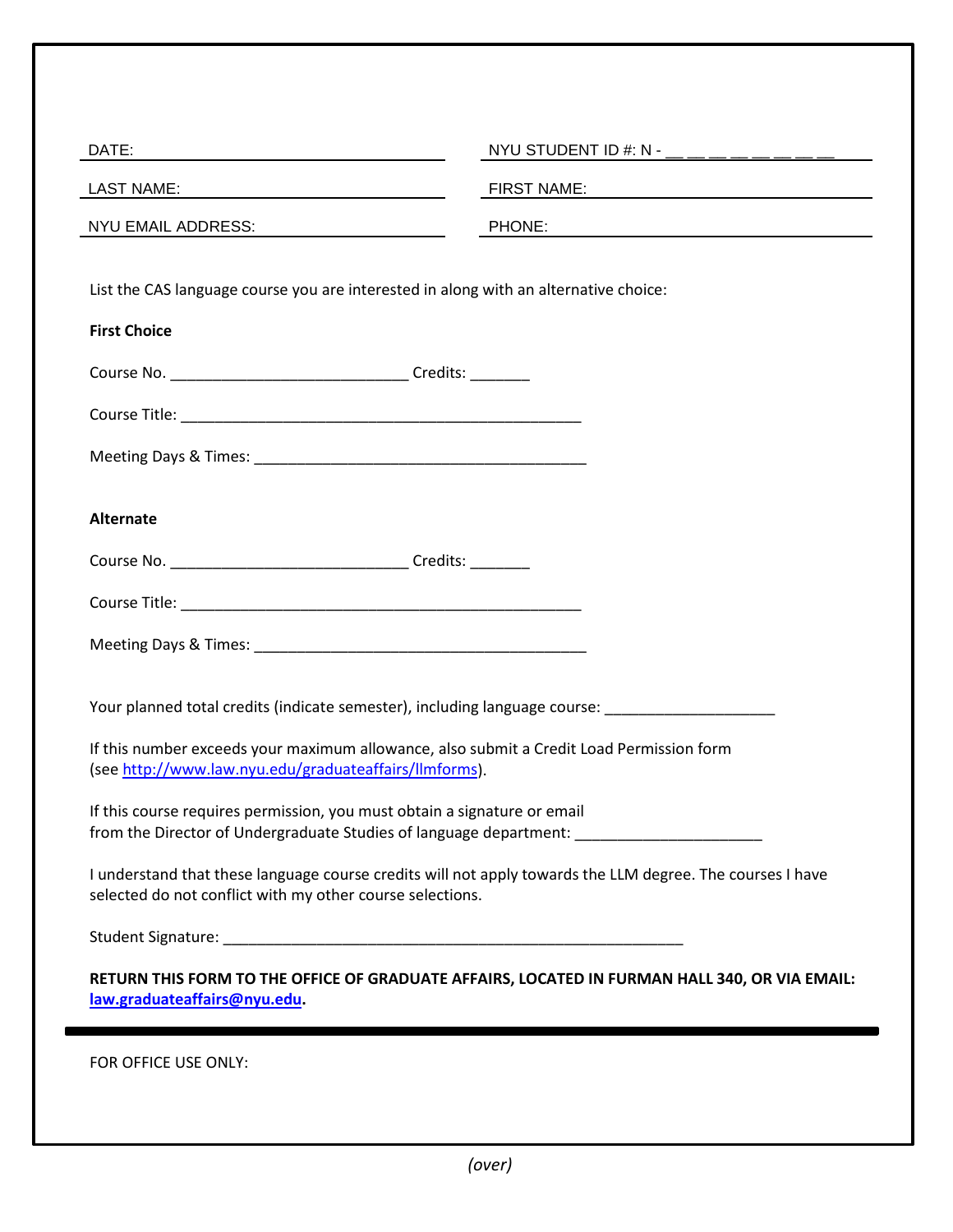DATE: ______________________________ NYU STUDENT ID #: N - __ __ __ __ __ __ __ __

LAST NAME: ______________________________ FIRST NAME: ______________________________

NYU EMAIL ADDRESS: ______________________________ PHONE: ______________________________

List the CAS language course you are interested in along with an alternative choice:

**First Choice**

Course No. ____________________________ Credits: _______

Course Title: _______________________________________________

Meeting Days & Times: _______________________________________

**Alternate**

Course No. ____________________________ Credits: _______

Course Title: _______________________________________________

Meeting Days & Times: _______________________________________

Your planned total credits (indicate semester), including language course: ____________________

If this number exceeds your maximum allowance, also submit a Credit Load Permission form (see http://www.law.nyu.edu/graduateaffairs/llmforms).

If this course requires permission, you must obtain a signature or email from the Director of Undergraduate Studies of language department: ______________________

I understand that these language course credits will not apply towards the LLM degree. The courses I have selected do not conflict with my other course selections.

Student Signature: ______________________________________________________

**RETURN THIS FORM TO THE OFFICE OF GRADUATE AFFAIRS, LOCATED IN FURMAN HALL 340, OR VIA EMAIL: law.graduateaffairs@nyu.edu.**

---

FOR OFFICE USE ONLY:

*(over)*